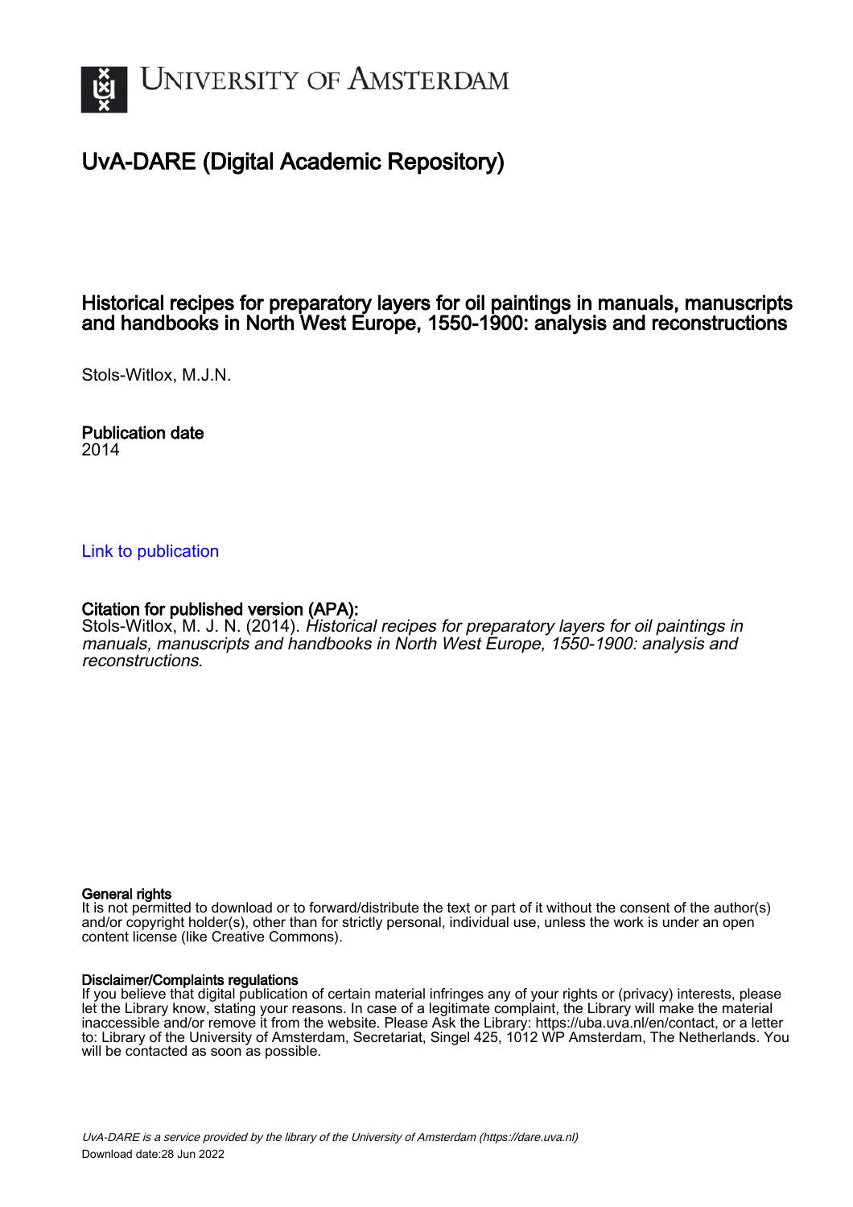UNIVERSITY OF AMSTERDAM

# UvA-DARE (Digital Academic Repository)

## Historical recipes for preparatory layers for oil paintings in manuals, manuscripts and handbooks in North West Europe, 1550-1900: analysis and reconstructions

Stols-Witlox, M.J.N.

**Publication date**
2014

Link to publication

**Citation for published version (APA):**
Stols-Witlox, M. J. N. (2014). *Historical recipes for preparatory layers for oil paintings in manuals, manuscripts and handbooks in North West Europe, 1550-1900: analysis and reconstructions*.

**General rights**
It is not permitted to download or to forward/distribute the text or part of it without the consent of the author(s) and/or copyright holder(s), other than for strictly personal, individual use, unless the work is under an open content license (like Creative Commons).

**Disclaimer/Complaints regulations**
If you believe that digital publication of certain material infringes any of your rights or (privacy) interests, please let the Library know, stating your reasons. In case of a legitimate complaint, the Library will make the material inaccessible and/or remove it from the website. Please Ask the Library: https://uba.uva.nl/en/contact, or a letter to: Library of the University of Amsterdam, Secretariat, Singel 425, 1012 WP Amsterdam, The Netherlands. You will be contacted as soon as possible.

*UvA-DARE is a service provided by the library of the University of Amsterdam (https://dare.uva.nl)*
Download date:28 Jun 2022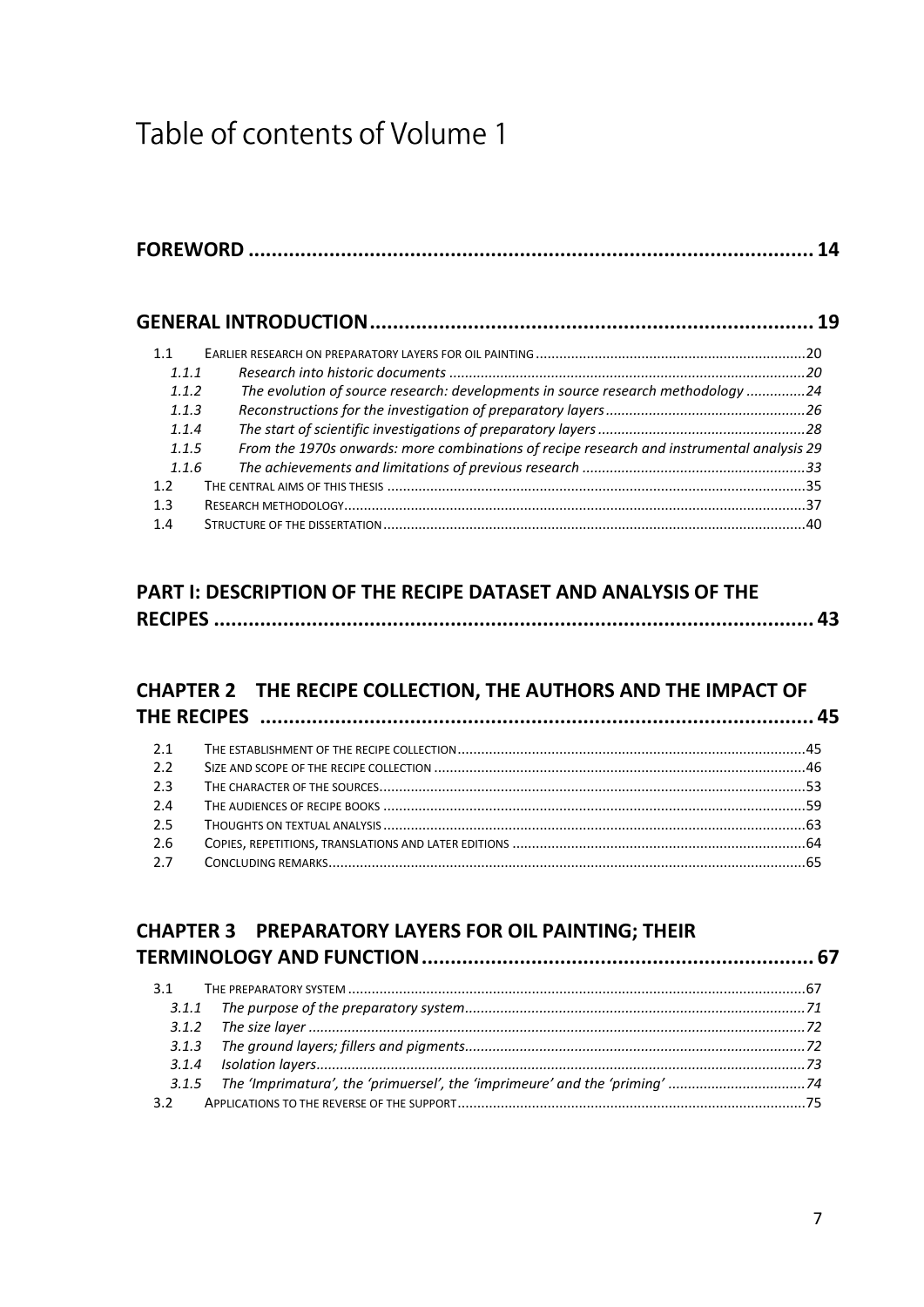# Table of contents of Volume 1

**FOREWORD .................................................................................................. 14**

**GENERAL INTRODUCTION............................................................................ 19**

1.1 EARLIER RESEARCH ON PREPARATORY LAYERS FOR OIL PAINTING ....................................................................20

*1.1.1 Research into historic documents ..........................................................................................20*

*1.1.2 The evolution of source research: developments in source research methodology ...............24*

*1.1.3 Reconstructions for the investigation of preparatory layers ..................................................26*

*1.1.4 The start of scientific investigations of preparatory layers ....................................................28*

*1.1.5 From the 1970s onwards: more combinations of recipe research and instrumental analysis 29*

*1.1.6 The achievements and limitations of previous research ........................................................33*

1.2 THE CENTRAL AIMS OF THIS THESIS ..........................................................................................................35

1.3 RESEARCH METHODOLOGY......................................................................................................................37

1.4 STRUCTURE OF THE DISSERTATION ...........................................................................................................40

## PART I: DESCRIPTION OF THE RECIPE DATASET AND ANALYSIS OF THE RECIPES ....................................................................................................... 43

## CHAPTER 2 THE RECIPE COLLECTION, THE AUTHORS AND THE IMPACT OF THE RECIPES .............................................................................................. 45

2.1 THE ESTABLISHMENT OF THE RECIPE COLLECTION ........................................................................................45

2.2 SIZE AND SCOPE OF THE RECIPE COLLECTION ..............................................................................................46

2.3 THE CHARACTER OF THE SOURCES............................................................................................................53

2.4 THE AUDIENCES OF RECIPE BOOKS ...........................................................................................................59

2.5 THOUGHTS ON TEXTUAL ANALYSIS ...........................................................................................................63

2.6 COPIES, REPETITIONS, TRANSLATIONS AND LATER EDITIONS ...........................................................................64

2.7 CONCLUDING REMARKS..........................................................................................................................65

## CHAPTER 3 PREPARATORY LAYERS FOR OIL PAINTING; THEIR TERMINOLOGY AND FUNCTION ................................................................... 67

3.1 THE PREPARATORY SYSTEM ....................................................................................................................67

*3.1.1 The purpose of the preparatory system......................................................................................71*

*3.1.2 The size layer .............................................................................................................................72*

*3.1.3 The ground layers; fillers and pigments......................................................................................72*

*3.1.4 Isolation layers...........................................................................................................................73*

*3.1.5 The 'Imprimatura', the 'primuersel', the 'imprimeure' and the 'priming' ..................................74*

3.2 APPLICATIONS TO THE REVERSE OF THE SUPPORT.........................................................................................75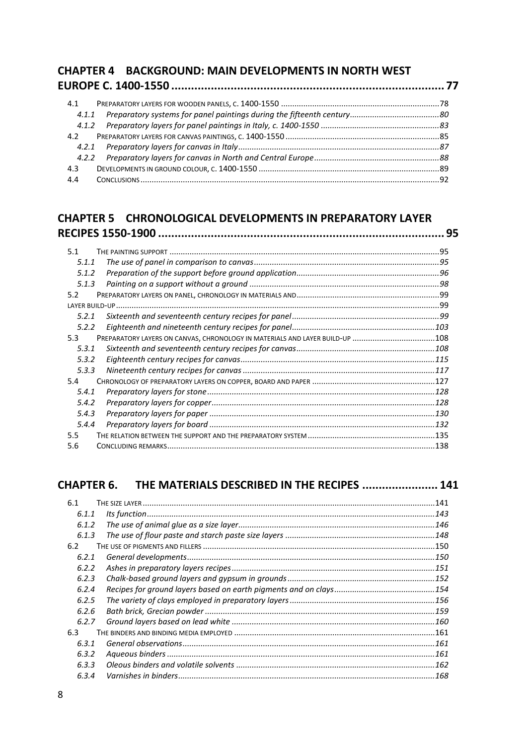## CHAPTER 4 BACKGROUND: MAIN DEVELOPMENTS IN NORTH WEST EUROPE C. 1400-1550 .......... 77

- 4.1 PREPARATORY LAYERS FOR WOODEN PANELS, C. 1400-1550 .......... 78
  - 4.1.1 *Preparatory systems for panel paintings during the fifteenth century* .......... *80*
  - 4.1.2 *Preparatory layers for panel paintings in Italy, c. 1400-1550* .......... *83*
- 4.2 PREPARATORY LAYERS FOR CANVAS PAINTINGS, C. 1400-1550 .......... 85
  - 4.2.1 *Preparatory layers for canvas in Italy* .......... *87*
  - 4.2.2 *Preparatory layers for canvas in North and Central Europe* .......... *88*
- 4.3 DEVELOPMENTS IN GROUND COLOUR, C. 1400-1550 .......... 89
- 4.4 CONCLUSIONS .......... 92

## CHAPTER 5 CHRONOLOGICAL DEVELOPMENTS IN PREPARATORY LAYER RECIPES 1550-1900 .......... 95

- 5.1 THE PAINTING SUPPORT .......... 95
  - 5.1.1 *The use of panel in comparison to canvas* .......... *95*
  - 5.1.2 *Preparation of the support before ground application* .......... *96*
  - 5.1.3 *Painting on a support without a ground* .......... *98*
- 5.2 PREPARATORY LAYERS ON PANEL, CHRONOLOGY IN MATERIALS AND .......... 99
- LAYER BUILD-UP .......... 99
  - 5.2.1 *Sixteenth and seventeenth century recipes for panel* .......... *99*
  - 5.2.2 *Eighteenth and nineteenth century recipes for panel* .......... *103*
- 5.3 PREPARATORY LAYERS ON CANVAS, CHRONOLOGY IN MATERIALS AND LAYER BUILD-UP .......... 108
  - 5.3.1 *Sixteenth and seventeenth century recipes for canvas* .......... *108*
  - 5.3.2 *Eighteenth century recipes for canvas* .......... *115*
  - 5.3.3 *Nineteenth century recipes for canvas* .......... *117*
- 5.4 CHRONOLOGY OF PREPARATORY LAYERS ON COPPER, BOARD AND PAPER .......... 127
  - 5.4.1 *Preparatory layers for stone* .......... *128*
  - 5.4.2 *Preparatory layers for copper* .......... *128*
  - 5.4.3 *Preparatory layers for paper* .......... *130*
  - 5.4.4 *Preparatory layers for board* .......... *132*
- 5.5 THE RELATION BETWEEN THE SUPPORT AND THE PREPARATORY SYSTEM .......... 135
- 5.6 CONCLUDING REMARKS .......... 138

## CHAPTER 6. THE MATERIALS DESCRIBED IN THE RECIPES .......... 141

- 6.1 THE SIZE LAYER .......... 141
  - 6.1.1 *Its function* .......... *143*
  - 6.1.2 *The use of animal glue as a size layer* .......... *146*
  - 6.1.3 *The use of flour paste and starch paste size layers* .......... *148*
- 6.2 THE USE OF PIGMENTS AND FILLERS .......... 150
  - 6.2.1 *General developments* .......... *150*
  - 6.2.2 *Ashes in preparatory layers recipes* .......... *151*
  - 6.2.3 *Chalk-based ground layers and gypsum in grounds* .......... *152*
  - 6.2.4 *Recipes for ground layers based on earth pigments and on clays* .......... *154*
  - 6.2.5 *The variety of clays employed in preparatory layers* .......... *156*
  - 6.2.6 *Bath brick, Grecian powder* .......... *159*
  - 6.2.7 *Ground layers based on lead white* .......... *160*
- 6.3 THE BINDERS AND BINDING MEDIA EMPLOYED .......... 161
  - 6.3.1 *General observations* .......... *161*
  - 6.3.2 *Aqueous binders* .......... *161*
  - 6.3.3 *Oleous binders and volatile solvents* .......... *162*
  - 6.3.4 *Varnishes in binders* .......... *168*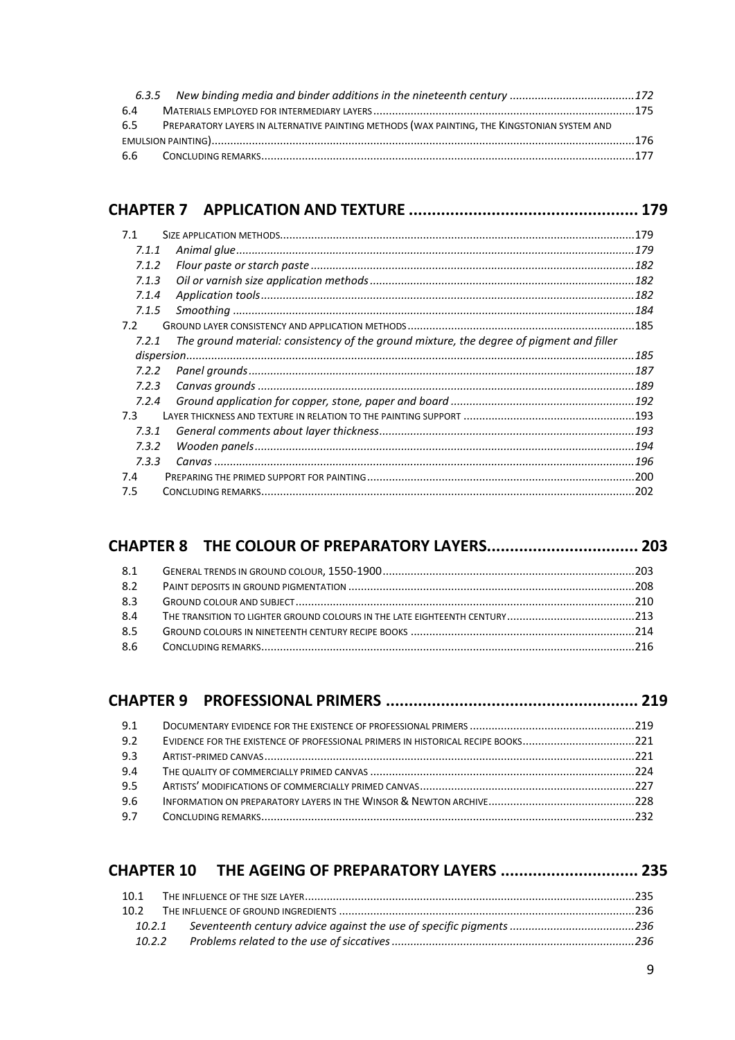*6.3.5 New binding media and binder additions in the nineteenth century ....................................... 172*

6.4 MATERIALS EMPLOYED FOR INTERMEDIARY LAYERS ................................................................................... 175

6.5 PREPARATORY LAYERS IN ALTERNATIVE PAINTING METHODS (WAX PAINTING, THE KINGSTONIAN SYSTEM AND EMULSION PAINTING) ........................................................................................................................................ 176

6.6 CONCLUDING REMARKS ....................................................................................................................... 177

## CHAPTER 7 APPLICATION AND TEXTURE ................................................. 179

7.1 SIZE APPLICATION METHODS ................................................................................................................ 179

*7.1.1 Animal glue .............................................................................................................................. 179*

*7.1.2 Flour paste or starch paste ...................................................................................................... 182*

*7.1.3 Oil or varnish size application methods ................................................................................... 182*

*7.1.4 Application tools ...................................................................................................................... 182*

*7.1.5 Smoothing ............................................................................................................................... 184*

7.2 GROUND LAYER CONSISTENCY AND APPLICATION METHODS ......................................................................... 185

*7.2.1 The ground material: consistency of the ground mixture, the degree of pigment and filler dispersion ..................................................................................................................................... 185*

*7.2.2 Panel grounds .......................................................................................................................... 187*

*7.2.3 Canvas grounds ....................................................................................................................... 189*

*7.2.4 Ground application for copper, stone, paper and board .......................................................... 192*

7.3 LAYER THICKNESS AND TEXTURE IN RELATION TO THE PAINTING SUPPORT ...................................................... 193

*7.3.1 General comments about layer thickness ................................................................................ 193*

*7.3.2 Wooden panels ........................................................................................................................ 194*

*7.3.3 Canvas ..................................................................................................................................... 196*

7.4 PREPARING THE PRIMED SUPPORT FOR PAINTING ..................................................................................... 200

7.5 CONCLUDING REMARKS ....................................................................................................................... 202

## CHAPTER 8 THE COLOUR OF PREPARATORY LAYERS ................................ 203

8.1 GENERAL TRENDS IN GROUND COLOUR, 1550-1900 ................................................................................ 203

8.2 PAINT DEPOSITS IN GROUND PIGMENTATION ........................................................................................... 208

8.3 GROUND COLOUR AND SUBJECT ............................................................................................................ 210

8.4 THE TRANSITION TO LIGHTER GROUND COLOURS IN THE LATE EIGHTEENTH CENTURY ........................................ 213

8.5 GROUND COLOURS IN NINETEENTH CENTURY RECIPE BOOKS ....................................................................... 214

8.6 CONCLUDING REMARKS ....................................................................................................................... 216

## CHAPTER 9 PROFESSIONAL PRIMERS ...................................................... 219

9.1 DOCUMENTARY EVIDENCE FOR THE EXISTENCE OF PROFESSIONAL PRIMERS .................................................... 219

9.2 EVIDENCE FOR THE EXISTENCE OF PROFESSIONAL PRIMERS IN HISTORICAL RECIPE BOOKS ................................... 221

9.3 ARTIST-PRIMED CANVAS ....................................................................................................................... 221

9.4 THE QUALITY OF COMMERCIALLY PRIMED CANVAS .................................................................................... 224

9.5 ARTISTS' MODIFICATIONS OF COMMERCIALLY PRIMED CANVAS .................................................................... 227

9.6 INFORMATION ON PREPARATORY LAYERS IN THE WINSOR & NEWTON ARCHIVE .............................................. 228

9.7 CONCLUDING REMARKS ....................................................................................................................... 232

## CHAPTER 10 THE AGEING OF PREPARATORY LAYERS ............................. 235

10.1 THE INFLUENCE OF THE SIZE LAYER ......................................................................................................... 235

10.2 THE INFLUENCE OF GROUND INGREDIENTS .............................................................................................. 236

*10.2.1 Seventeenth century advice against the use of specific pigments ....................................... 236*

*10.2.2 Problems related to the use of siccatives ............................................................................ 236*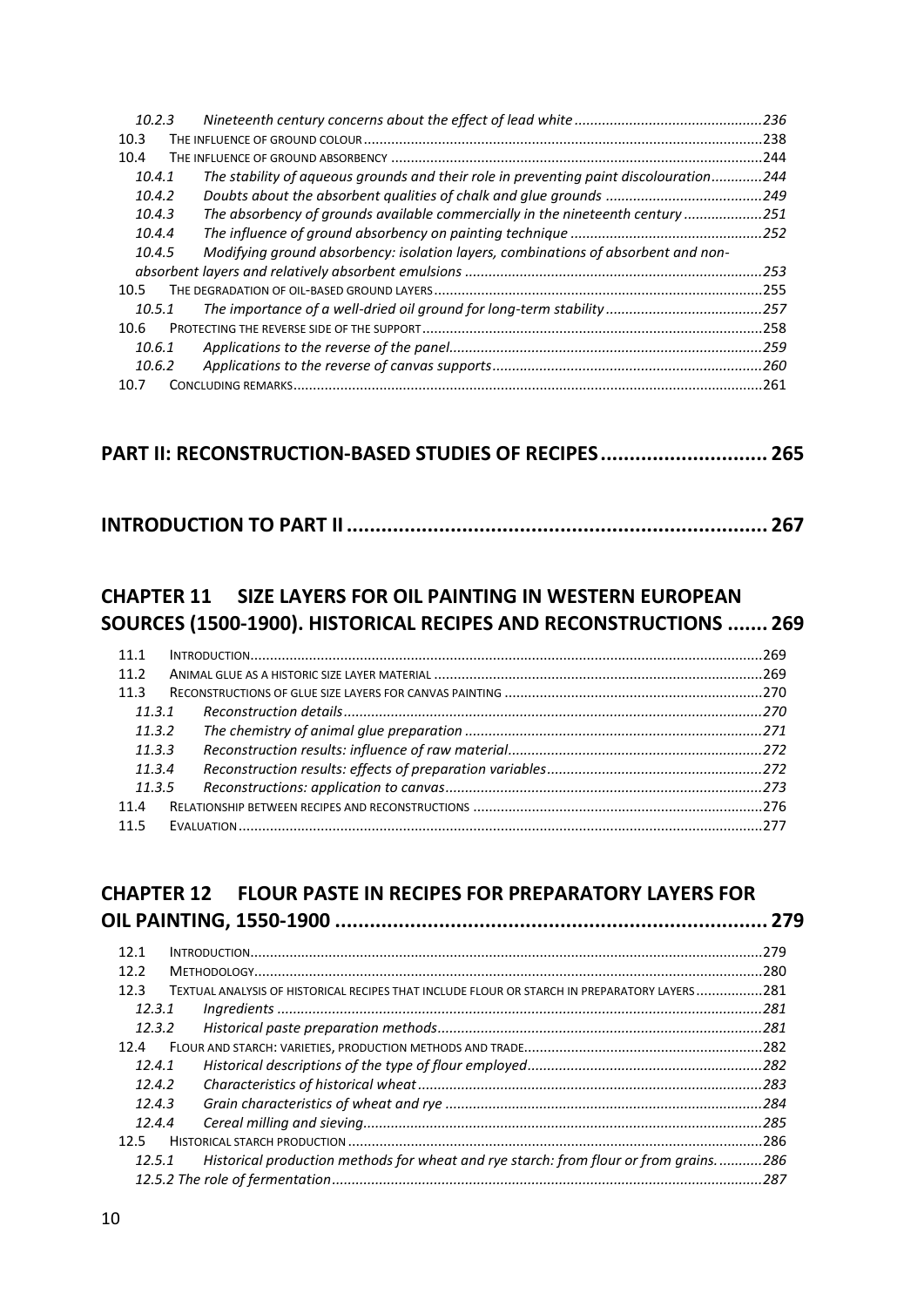- *10.2.3 Nineteenth century concerns about the effect of lead white ... 236*
- 10.3 THE INFLUENCE OF GROUND COLOUR ... 238
- 10.4 THE INFLUENCE OF GROUND ABSORBENCY ... 244
  - *10.4.1 The stability of aqueous grounds and their role in preventing paint discolouration ... 244*
  - *10.4.2 Doubts about the absorbent qualities of chalk and glue grounds ... 249*
  - *10.4.3 The absorbency of grounds available commercially in the nineteenth century ... 251*
  - *10.4.4 The influence of ground absorbency on painting technique ... 252*
  - *10.4.5 Modifying ground absorbency: isolation layers, combinations of absorbent and non-absorbent layers and relatively absorbent emulsions ... 253*
- 10.5 THE DEGRADATION OF OIL-BASED GROUND LAYERS ... 255
  - *10.5.1 The importance of a well-dried oil ground for long-term stability ... 257*
- 10.6 PROTECTING THE REVERSE SIDE OF THE SUPPORT ... 258
  - *10.6.1 Applications to the reverse of the panel ... 259*
  - *10.6.2 Applications to the reverse of canvas supports ... 260*
- 10.7 CONCLUDING REMARKS ... 261

## PART II: RECONSTRUCTION-BASED STUDIES OF RECIPES ... 265

## INTRODUCTION TO PART II ... 267

## CHAPTER 11 SIZE LAYERS FOR OIL PAINTING IN WESTERN EUROPEAN SOURCES (1500-1900). HISTORICAL RECIPES AND RECONSTRUCTIONS ... 269

- 11.1 INTRODUCTION ... 269
- 11.2 ANIMAL GLUE AS A HISTORIC SIZE LAYER MATERIAL ... 269
- 11.3 RECONSTRUCTIONS OF GLUE SIZE LAYERS FOR CANVAS PAINTING ... 270
  - *11.3.1 Reconstruction details ... 270*
  - *11.3.2 The chemistry of animal glue preparation ... 271*
  - *11.3.3 Reconstruction results: influence of raw material ... 272*
  - *11.3.4 Reconstruction results: effects of preparation variables ... 272*
  - *11.3.5 Reconstructions: application to canvas ... 273*
- 11.4 RELATIONSHIP BETWEEN RECIPES AND RECONSTRUCTIONS ... 276
- 11.5 EVALUATION ... 277

## CHAPTER 12 FLOUR PASTE IN RECIPES FOR PREPARATORY LAYERS FOR OIL PAINTING, 1550-1900 ... 279

- 12.1 INTRODUCTION ... 279
- 12.2 METHODOLOGY ... 280
- 12.3 TEXTUAL ANALYSIS OF HISTORICAL RECIPES THAT INCLUDE FLOUR OR STARCH IN PREPARATORY LAYERS ... 281
  - *12.3.1 Ingredients ... 281*
  - *12.3.2 Historical paste preparation methods ... 281*
- 12.4 FLOUR AND STARCH: VARIETIES, PRODUCTION METHODS AND TRADE ... 282
  - *12.4.1 Historical descriptions of the type of flour employed ... 282*
  - *12.4.2 Characteristics of historical wheat ... 283*
  - *12.4.3 Grain characteristics of wheat and rye ... 284*
  - *12.4.4 Cereal milling and sieving ... 285*
- 12.5 HISTORICAL STARCH PRODUCTION ... 286
  - *12.5.1 Historical production methods for wheat and rye starch: from flour or from grains. ... 286*
  - *12.5.2 The role of fermentation ... 287*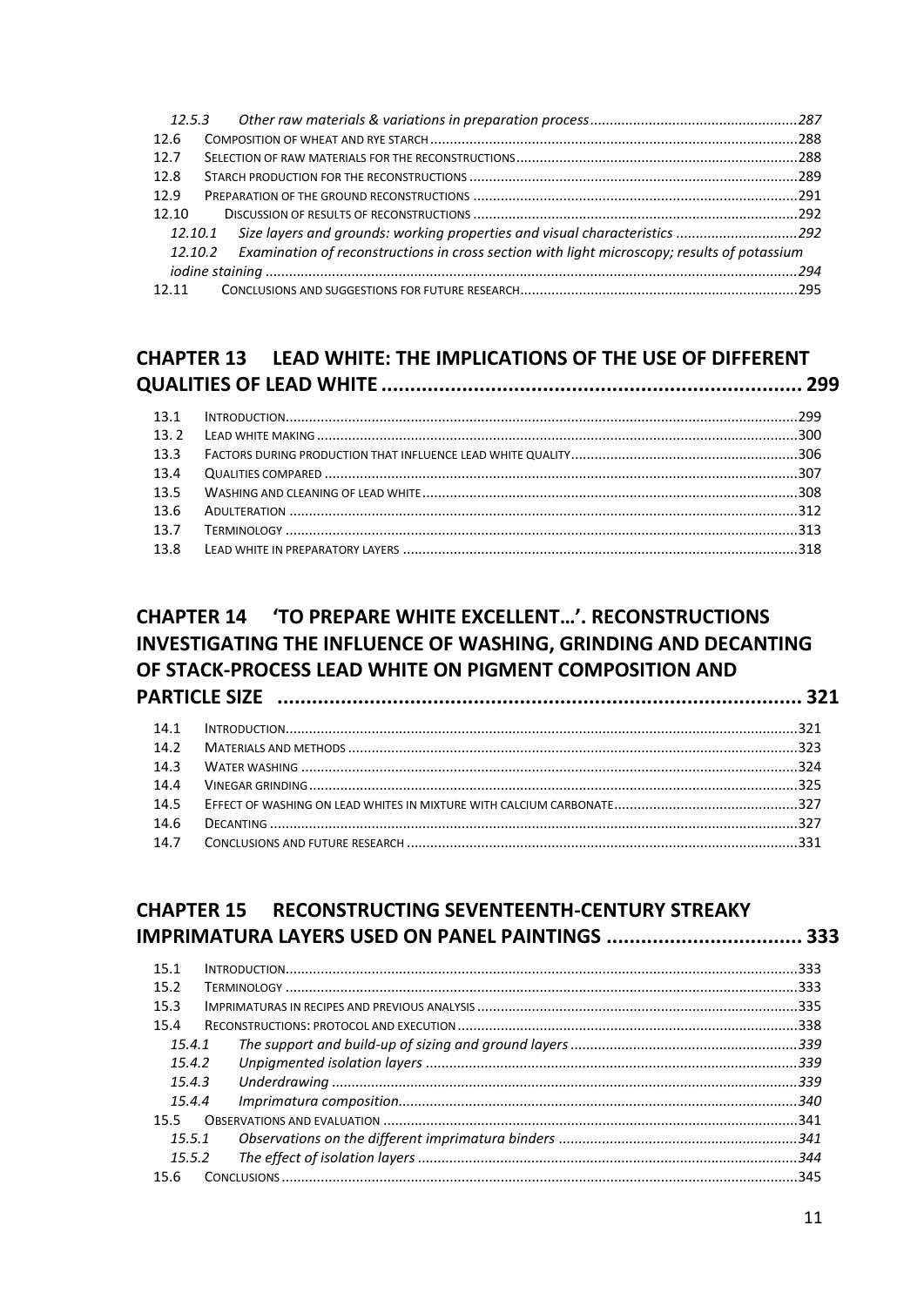12.5.3 *Other raw materials & variations in preparation process* .... 287
12.6 Composition of wheat and rye starch .... 288
12.7 Selection of raw materials for the reconstructions .... 288
12.8 Starch production for the reconstructions .... 289
12.9 Preparation of the ground reconstructions .... 291
12.10 Discussion of results of reconstructions .... 292
12.10.1 *Size layers and grounds: working properties and visual characteristics* .... 292
12.10.2 *Examination of reconstructions in cross section with light microscopy; results of potassium iodine staining* .... 294
12.11 Conclusions and suggestions for future research .... 295

## CHAPTER 13 LEAD WHITE: THE IMPLICATIONS OF THE USE OF DIFFERENT QUALITIES OF LEAD WHITE .... 299

13.1 Introduction .... 299
13. 2 Lead white making .... 300
13.3 Factors during production that influence lead white quality .... 306
13.4 Qualities compared .... 307
13.5 Washing and cleaning of lead white .... 308
13.6 Adulteration .... 312
13.7 Terminology .... 313
13.8 Lead white in preparatory layers .... 318

## CHAPTER 14 'TO PREPARE WHITE EXCELLENT…'. RECONSTRUCTIONS INVESTIGATING THE INFLUENCE OF WASHING, GRINDING AND DECANTING OF STACK-PROCESS LEAD WHITE ON PIGMENT COMPOSITION AND PARTICLE SIZE .... 321

14.1 Introduction .... 321
14.2 Materials and methods .... 323
14.3 Water washing .... 324
14.4 Vinegar grinding .... 325
14.5 Effect of washing on lead whites in mixture with calcium carbonate .... 327
14.6 Decanting .... 327
14.7 Conclusions and future research .... 331

## CHAPTER 15 RECONSTRUCTING SEVENTEENTH-CENTURY STREAKY IMPRIMATURA LAYERS USED ON PANEL PAINTINGS .... 333

15.1 Introduction .... 333
15.2 Terminology .... 333
15.3 Imprimaturas in recipes and previous analysis .... 335
15.4 Reconstructions: protocol and execution .... 338
15.4.1 *The support and build-up of sizing and ground layers* .... 339
15.4.2 *Unpigmented isolation layers* .... 339
15.4.3 *Underdrawing* .... 339
15.4.4 *Imprimatura composition* .... 340
15.5 Observations and evaluation .... 341
15.5.1 *Observations on the different imprimatura binders* .... 341
15.5.2 *The effect of isolation layers* .... 344
15.6 Conclusions .... 345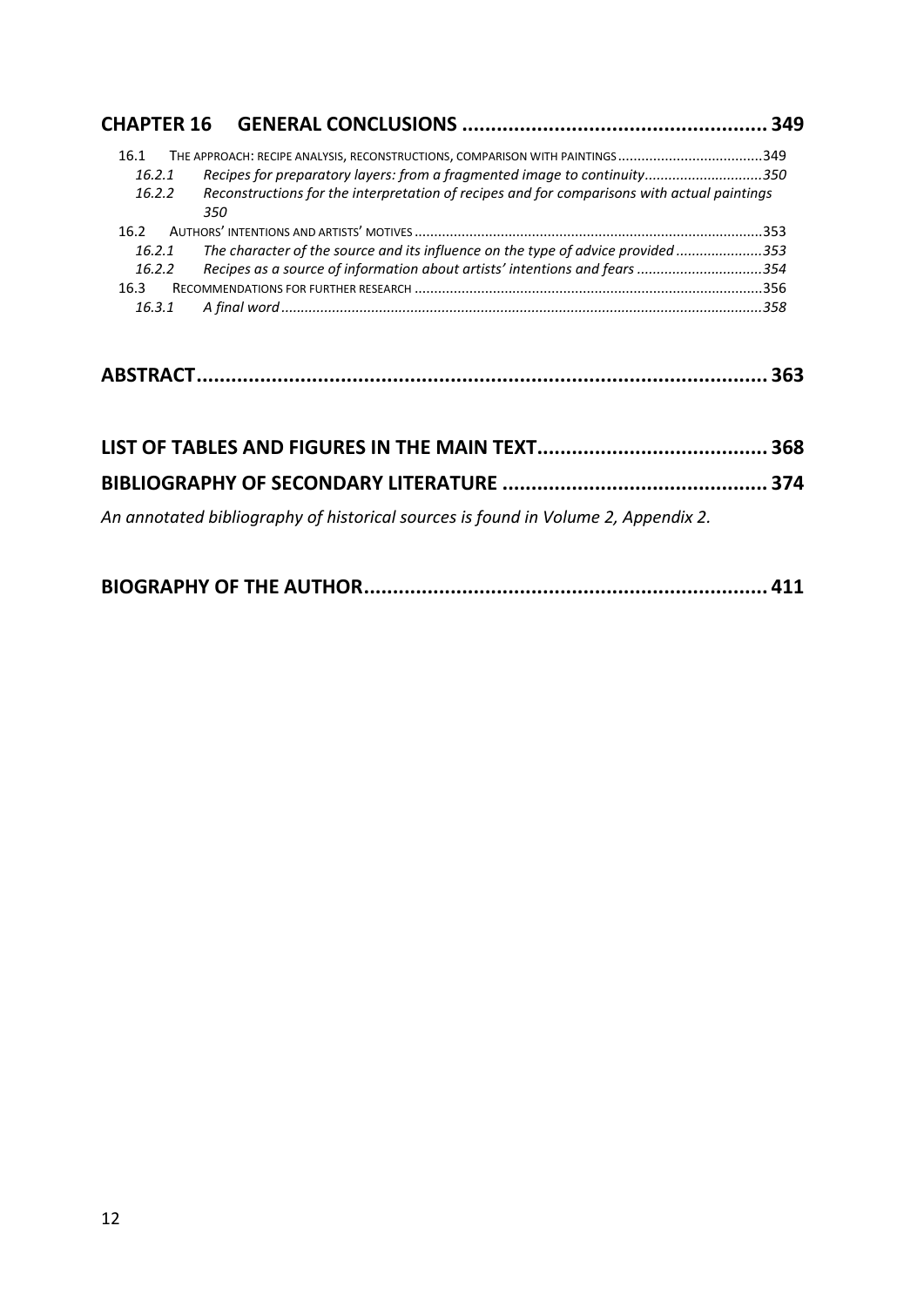**CHAPTER 16 GENERAL CONCLUSIONS .................................................... 349**

16.1 THE APPROACH: RECIPE ANALYSIS, RECONSTRUCTIONS, COMPARISON WITH PAINTINGS ....................................349

*16.2.1 Recipes for preparatory layers: from a fragmented image to continuity..............................350*

*16.2.2 Reconstructions for the interpretation of recipes and for comparisons with actual paintings 350*

16.2 AUTHORS' INTENTIONS AND ARTISTS' MOTIVES ........................................................................................353

*16.2.1 The character of the source and its influence on the type of advice provided ......................353*

*16.2.2 Recipes as a source of information about artists' intentions and fears ................................354*

16.3 RECOMMENDATIONS FOR FURTHER RESEARCH ........................................................................................356

*16.3.1 A final word ..........................................................................................................................358*

**ABSTRACT.................................................................................................. 363**

**LIST OF TABLES AND FIGURES IN THE MAIN TEXT........................................ 368**

**BIBLIOGRAPHY OF SECONDARY LITERATURE .............................................. 374**

*An annotated bibliography of historical sources is found in Volume 2, Appendix 2.*

**BIOGRAPHY OF THE AUTHOR..................................................................... 411**